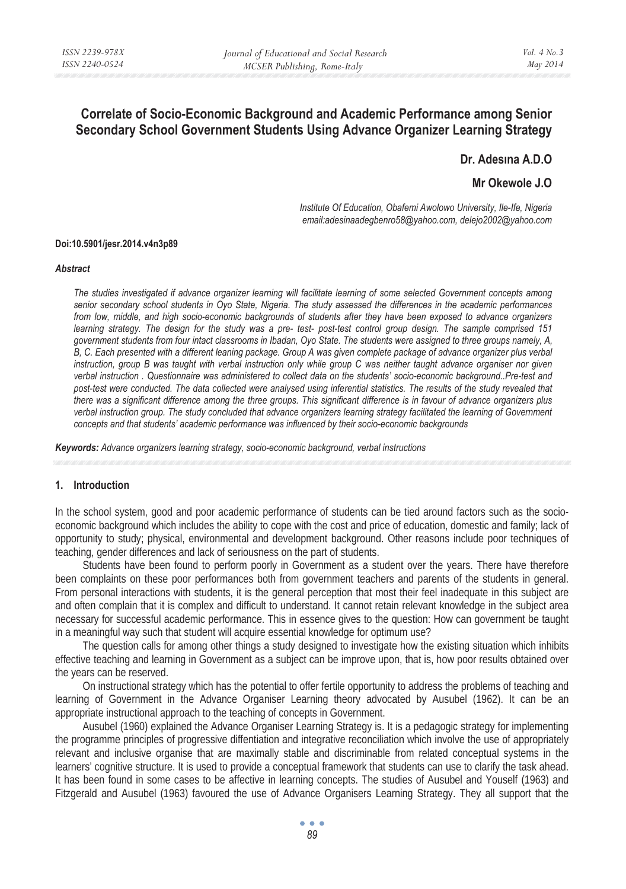# Correlate of Socio-Economic Background and Academic Performance among Senior Secondary School Government Students Using Advance Organizer Learning Strategy

**Dr. Adesına A.D.O**

**Mr Okewole J.O**

*Institute Of Education, Obafemi Awolowo University, Ile-Ife, Nigeria*
*email:adesinaadegbenro58@yahoo.com, delejo2002@yahoo.com*

**Doi:10.5901/jesr.2014.v4n3p89**

***Abstract***

*The studies investigated if advance organizer learning will facilitate learning of some selected Government concepts among senior secondary school students in Oyo State, Nigeria. The study assessed the differences in the academic performances from low, middle, and high socio-economic backgrounds of students after they have been exposed to advance organizers learning strategy. The design for the study was a pre- test- post-test control group design. The sample comprised 151 government students from four intact classrooms in Ibadan, Oyo State. The students were assigned to three groups namely, A, B, C. Each presented with a different leaning package. Group A was given complete package of advance organizer plus verbal instruction, group B was taught with verbal instruction only while group C was neither taught advance organiser nor given verbal instruction . Questionnaire was administered to collect data on the students' socio-economic background..Pre-test and post-test were conducted. The data collected were analysed using inferential statistics. The results of the study revealed that there was a significant difference among the three groups. This significant difference is in favour of advance organizers plus verbal instruction group. The study concluded that advance organizers learning strategy facilitated the learning of Government concepts and that students' academic performance was influenced by their socio-economic backgrounds*

***Keywords:*** *Advance organizers learning strategy, socio-economic background, verbal instructions*

## 1. Introduction

In the school system, good and poor academic performance of students can be tied around factors such as the socio-economic background which includes the ability to cope with the cost and price of education, domestic and family; lack of opportunity to study; physical, environmental and development background. Other reasons include poor techniques of teaching, gender differences and lack of seriousness on the part of students.

Students have been found to perform poorly in Government as a student over the years. There have therefore been complaints on these poor performances both from government teachers and parents of the students in general. From personal interactions with students, it is the general perception that most their feel inadequate in this subject are and often complain that it is complex and difficult to understand. It cannot retain relevant knowledge in the subject area necessary for successful academic performance. This in essence gives to the question: How can government be taught in a meaningful way such that student will acquire essential knowledge for optimum use?

The question calls for among other things a study designed to investigate how the existing situation which inhibits effective teaching and learning in Government as a subject can be improve upon, that is, how poor results obtained over the years can be reserved.

On instructional strategy which has the potential to offer fertile opportunity to address the problems of teaching and learning of Government in the Advance Organiser Learning theory advocated by Ausubel (1962). It can be an appropriate instructional approach to the teaching of concepts in Government.

Ausubel (1960) explained the Advance Organiser Learning Strategy is. It is a pedagogic strategy for implementing the programme principles of progressive diffentiation and integrative reconciliation which involve the use of appropriately relevant and inclusive organise that are maximally stable and discriminable from related conceptual systems in the learners' cognitive structure. It is used to provide a conceptual framework that students can use to clarify the task ahead. It has been found in some cases to be affective in learning concepts. The studies of Ausubel and Youself (1963) and Fitzgerald and Ausubel (1963) favoured the use of Advance Organisers Learning Strategy. They all support that the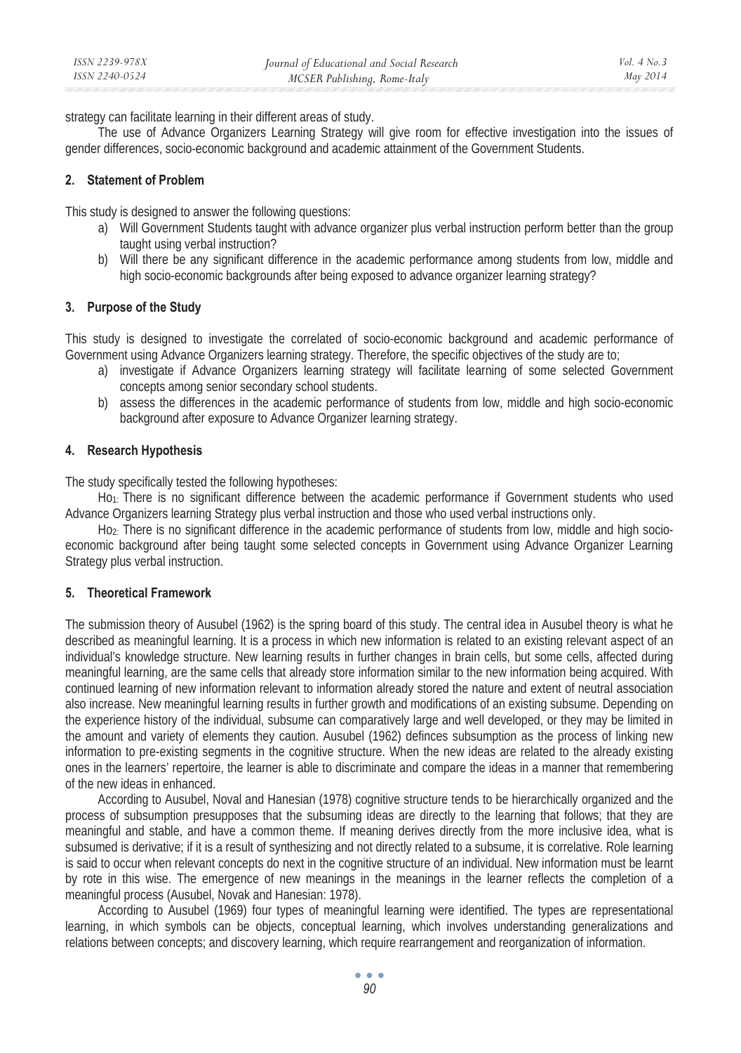strategy can facilitate learning in their different areas of study.

The use of Advance Organizers Learning Strategy will give room for effective investigation into the issues of gender differences, socio-economic background and academic attainment of the Government Students.

## 2. Statement of Problem

This study is designed to answer the following questions:

a) Will Government Students taught with advance organizer plus verbal instruction perform better than the group taught using verbal instruction?
b) Will there be any significant difference in the academic performance among students from low, middle and high socio-economic backgrounds after being exposed to advance organizer learning strategy?

## 3. Purpose of the Study

This study is designed to investigate the correlated of socio-economic background and academic performance of Government using Advance Organizers learning strategy. Therefore, the specific objectives of the study are to;

a) investigate if Advance Organizers learning strategy will facilitate learning of some selected Government concepts among senior secondary school students.
b) assess the differences in the academic performance of students from low, middle and high socio-economic background after exposure to Advance Organizer learning strategy.

## 4. Research Hypothesis

The study specifically tested the following hypotheses:

$Ho_{1:}$ There is no significant difference between the academic performance if Government students who used Advance Organizers learning Strategy plus verbal instruction and those who used verbal instructions only.

$Ho_{2:}$ There is no significant difference in the academic performance of students from low, middle and high socio-economic background after being taught some selected concepts in Government using Advance Organizer Learning Strategy plus verbal instruction.

## 5. Theoretical Framework

The submission theory of Ausubel (1962) is the spring board of this study. The central idea in Ausubel theory is what he described as meaningful learning. It is a process in which new information is related to an existing relevant aspect of an individual's knowledge structure. New learning results in further changes in brain cells, but some cells, affected during meaningful learning, are the same cells that already store information similar to the new information being acquired. With continued learning of new information relevant to information already stored the nature and extent of neutral association also increase. New meaningful learning results in further growth and modifications of an existing subsume. Depending on the experience history of the individual, subsume can comparatively large and well developed, or they may be limited in the amount and variety of elements they caution. Ausubel (1962) definces subsumption as the process of linking new information to pre-existing segments in the cognitive structure. When the new ideas are related to the already existing ones in the learners' repertoire, the learner is able to discriminate and compare the ideas in a manner that remembering of the new ideas in enhanced.

According to Ausubel, Noval and Hanesian (1978) cognitive structure tends to be hierarchically organized and the process of subsumption presupposes that the subsuming ideas are directly to the learning that follows; that they are meaningful and stable, and have a common theme. If meaning derives directly from the more inclusive idea, what is subsumed is derivative; if it is a result of synthesizing and not directly related to a subsume, it is correlative. Role learning is said to occur when relevant concepts do next in the cognitive structure of an individual. New information must be learnt by rote in this wise. The emergence of new meanings in the meanings in the learner reflects the completion of a meaningful process (Ausubel, Novak and Hanesian: 1978).

According to Ausubel (1969) four types of meaningful learning were identified. The types are representational learning, in which symbols can be objects, conceptual learning, which involves understanding generalizations and relations between concepts; and discovery learning, which require rearrangement and reorganization of information.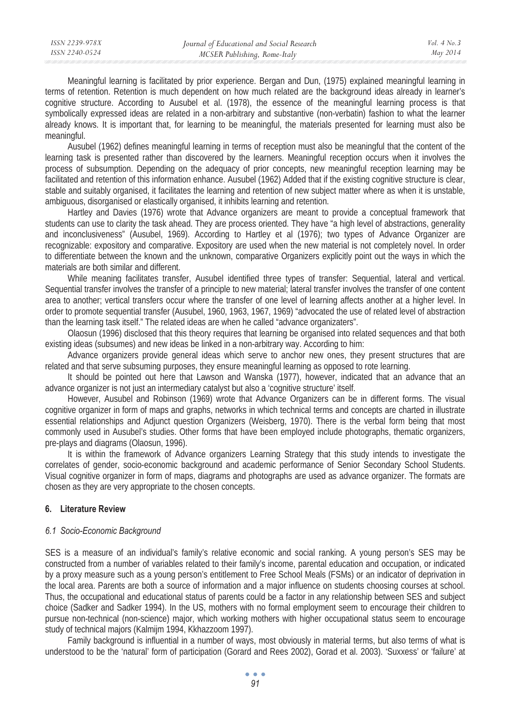Meaningful learning is facilitated by prior experience. Bergan and Dun, (1975) explained meaningful learning in terms of retention. Retention is much dependent on how much related are the background ideas already in learner's cognitive structure. According to Ausubel et al. (1978), the essence of the meaningful learning process is that symbolically expressed ideas are related in a non-arbitrary and substantive (non-verbatin) fashion to what the learner already knows. It is important that, for learning to be meaningful, the materials presented for learning must also be meaningful.

Ausubel (1962) defines meaningful learning in terms of reception must also be meaningful that the content of the learning task is presented rather than discovered by the learners. Meaningful reception occurs when it involves the process of subsumption. Depending on the adequacy of prior concepts, new meaningful reception learning may be facilitated and retention of this information enhance. Ausubel (1962) Added that if the existing cognitive structure is clear, stable and suitably organised, it facilitates the learning and retention of new subject matter where as when it is unstable, ambiguous, disorganised or elastically organised, it inhibits learning and retention.

Hartley and Davies (1976) wrote that Advance organizers are meant to provide a conceptual framework that students can use to clarity the task ahead. They are process oriented. They have "a high level of abstractions, generality and inconclusiveness" (Ausubel, 1969). According to Hartley et al (1976); two types of Advance Organizer are recognizable: expository and comparative. Expository are used when the new material is not completely novel. In order to differentiate between the known and the unknown, comparative Organizers explicitly point out the ways in which the materials are both similar and different.

While meaning facilitates transfer, Ausubel identified three types of transfer: Sequential, lateral and vertical. Sequential transfer involves the transfer of a principle to new material; lateral transfer involves the transfer of one content area to another; vertical transfers occur where the transfer of one level of learning affects another at a higher level. In order to promote sequential transfer (Ausubel, 1960, 1963, 1967, 1969) "advocated the use of related level of abstraction than the learning task itself." The related ideas are when he called "advance organizaters".

Olaosun (1996) disclosed that this theory requires that learning be organised into related sequences and that both existing ideas (subsumes) and new ideas be linked in a non-arbitrary way. According to him:

Advance organizers provide general ideas which serve to anchor new ones, they present structures that are related and that serve subsuming purposes, they ensure meaningful learning as opposed to rote learning.

It should be pointed out here that Lawson and Wanska (1977), however, indicated that an advance that an advance organizer is not just an intermediary catalyst but also a 'cognitive structure' itself.

However, Ausubel and Robinson (1969) wrote that Advance Organizers can be in different forms. The visual cognitive organizer in form of maps and graphs, networks in which technical terms and concepts are charted in illustrate essential relationships and Adjunct question Organizers (Weisberg, 1970). There is the verbal form being that most commonly used in Ausubel's studies. Other forms that have been employed include photographs, thematic organizers, pre-plays and diagrams (Olaosun, 1996).

It is within the framework of Advance organizers Learning Strategy that this study intends to investigate the correlates of gender, socio-economic background and academic performance of Senior Secondary School Students. Visual cognitive organizer in form of maps, diagrams and photographs are used as advance organizer. The formats are chosen as they are very appropriate to the chosen concepts.

## 6. Literature Review

### *6.1 Socio-Economic Background*

SES is a measure of an individual's family's relative economic and social ranking. A young person's SES may be constructed from a number of variables related to their family's income, parental education and occupation, or indicated by a proxy measure such as a young person's entitlement to Free School Meals (FSMs) or an indicator of deprivation in the local area. Parents are both a source of information and a major influence on students choosing courses at school. Thus, the occupational and educational status of parents could be a factor in any relationship between SES and subject choice (Sadker and Sadker 1994). In the US, mothers with no formal employment seem to encourage their children to pursue non-technical (non-science) major, which working mothers with higher occupational status seem to encourage study of technical majors (Kalmijm 1994, Kkhazzoom 1997).

Family background is influential in a number of ways, most obviously in material terms, but also terms of what is understood to be the 'natural' form of participation (Gorard and Rees 2002), Gorad et al. 2003). 'Suxxess' or 'failure' at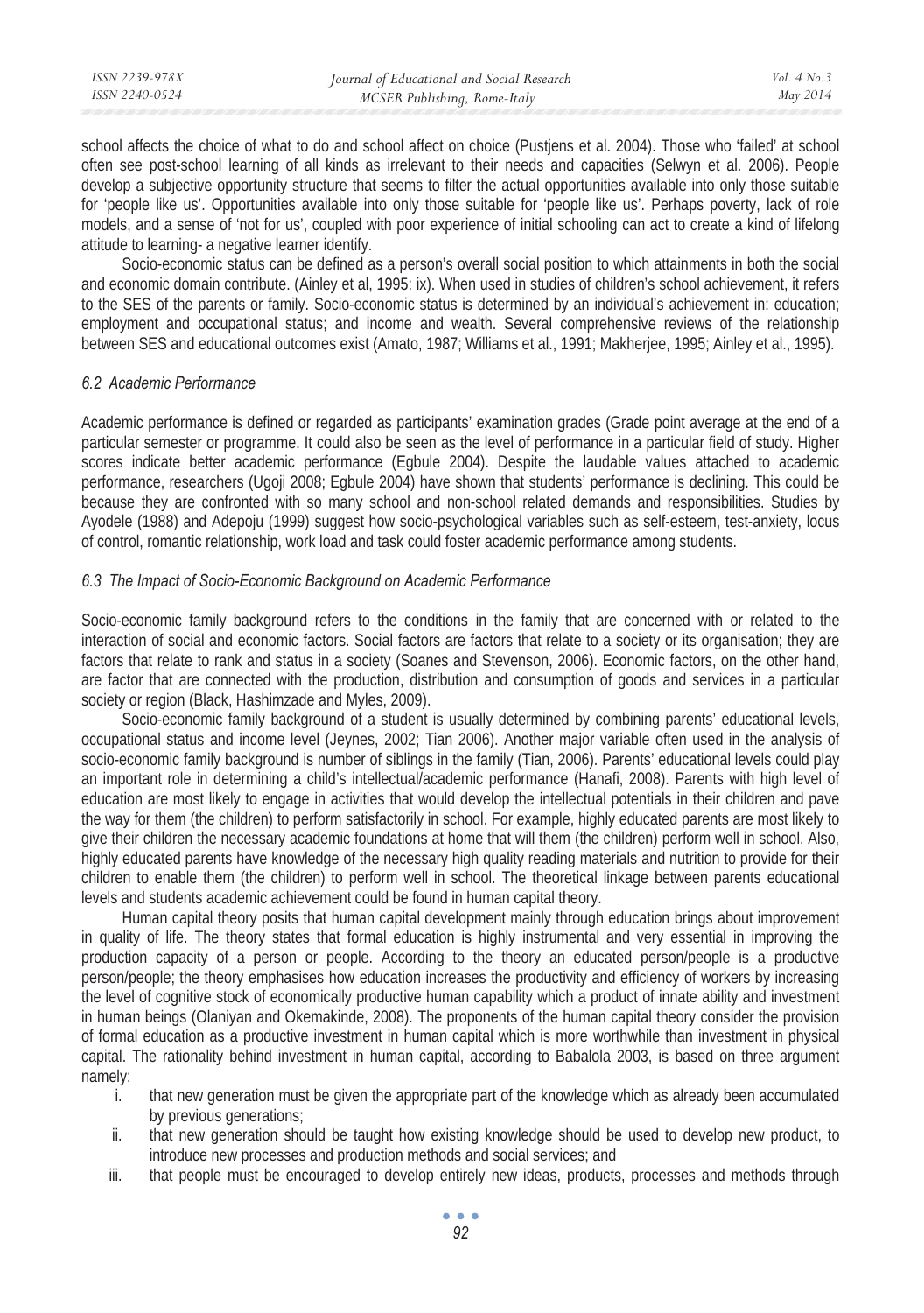school affects the choice of what to do and school affect on choice (Pustjens et al. 2004). Those who 'failed' at school often see post-school learning of all kinds as irrelevant to their needs and capacities (Selwyn et al. 2006). People develop a subjective opportunity structure that seems to filter the actual opportunities available into only those suitable for 'people like us'. Opportunities available into only those suitable for 'people like us'. Perhaps poverty, lack of role models, and a sense of 'not for us', coupled with poor experience of initial schooling can act to create a kind of lifelong attitude to learning- a negative learner identify.

Socio-economic status can be defined as a person's overall social position to which attainments in both the social and economic domain contribute. (Ainley et al, 1995: ix). When used in studies of children's school achievement, it refers to the SES of the parents or family. Socio-economic status is determined by an individual's achievement in: education; employment and occupational status; and income and wealth. Several comprehensive reviews of the relationship between SES and educational outcomes exist (Amato, 1987; Williams et al., 1991; Makherjee, 1995; Ainley et al., 1995).

### *6.2 Academic Performance*

Academic performance is defined or regarded as participants' examination grades (Grade point average at the end of a particular semester or programme. It could also be seen as the level of performance in a particular field of study. Higher scores indicate better academic performance (Egbule 2004). Despite the laudable values attached to academic performance, researchers (Ugoji 2008; Egbule 2004) have shown that students' performance is declining. This could be because they are confronted with so many school and non-school related demands and responsibilities. Studies by Ayodele (1988) and Adepoju (1999) suggest how socio-psychological variables such as self-esteem, test-anxiety, locus of control, romantic relationship, work load and task could foster academic performance among students.

### *6.3 The Impact of Socio-Economic Background on Academic Performance*

Socio-economic family background refers to the conditions in the family that are concerned with or related to the interaction of social and economic factors. Social factors are factors that relate to a society or its organisation; they are factors that relate to rank and status in a society (Soanes and Stevenson, 2006). Economic factors, on the other hand, are factor that are connected with the production, distribution and consumption of goods and services in a particular society or region (Black, Hashimzade and Myles, 2009).

Socio-economic family background of a student is usually determined by combining parents' educational levels, occupational status and income level (Jeynes, 2002; Tian 2006). Another major variable often used in the analysis of socio-economic family background is number of siblings in the family (Tian, 2006). Parents' educational levels could play an important role in determining a child's intellectual/academic performance (Hanafi, 2008). Parents with high level of education are most likely to engage in activities that would develop the intellectual potentials in their children and pave the way for them (the children) to perform satisfactorily in school. For example, highly educated parents are most likely to give their children the necessary academic foundations at home that will them (the children) perform well in school. Also, highly educated parents have knowledge of the necessary high quality reading materials and nutrition to provide for their children to enable them (the children) to perform well in school. The theoretical linkage between parents educational levels and students academic achievement could be found in human capital theory.

Human capital theory posits that human capital development mainly through education brings about improvement in quality of life. The theory states that formal education is highly instrumental and very essential in improving the production capacity of a person or people. According to the theory an educated person/people is a productive person/people; the theory emphasises how education increases the productivity and efficiency of workers by increasing the level of cognitive stock of economically productive human capability which a product of innate ability and investment in human beings (Olaniyan and Okemakinde, 2008). The proponents of the human capital theory consider the provision of formal education as a productive investment in human capital which is more worthwhile than investment in physical capital. The rationality behind investment in human capital, according to Babalola 2003, is based on three argument namely:

i. that new generation must be given the appropriate part of the knowledge which as already been accumulated by previous generations;
ii. that new generation should be taught how existing knowledge should be used to develop new product, to introduce new processes and production methods and social services; and
iii. that people must be encouraged to develop entirely new ideas, products, processes and methods through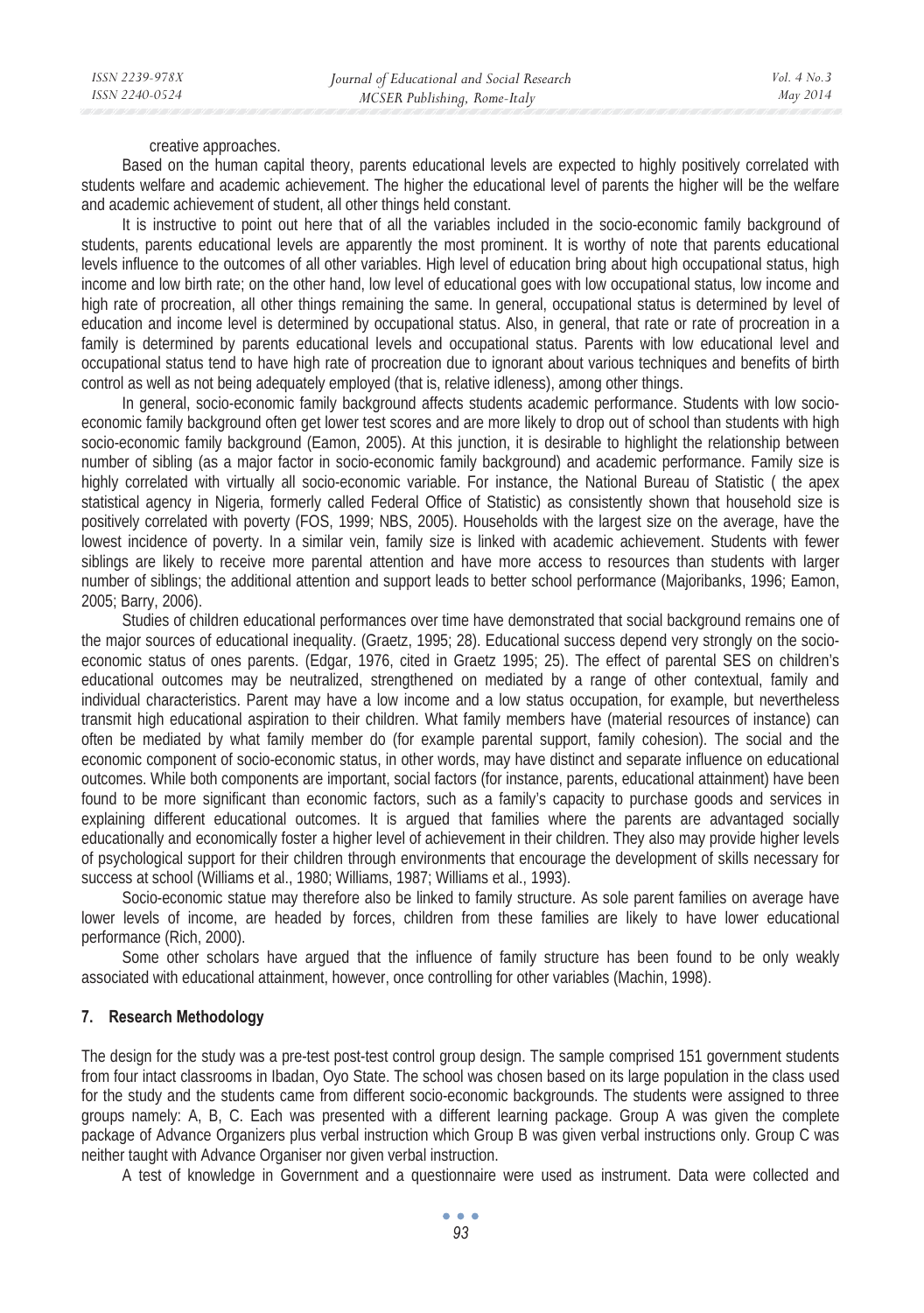creative approaches.

Based on the human capital theory, parents educational levels are expected to highly positively correlated with students welfare and academic achievement. The higher the educational level of parents the higher will be the welfare and academic achievement of student, all other things held constant.

It is instructive to point out here that of all the variables included in the socio-economic family background of students, parents educational levels are apparently the most prominent. It is worthy of note that parents educational levels influence to the outcomes of all other variables. High level of education bring about high occupational status, high income and low birth rate; on the other hand, low level of educational goes with low occupational status, low income and high rate of procreation, all other things remaining the same. In general, occupational status is determined by level of education and income level is determined by occupational status. Also, in general, that rate or rate of procreation in a family is determined by parents educational levels and occupational status. Parents with low educational level and occupational status tend to have high rate of procreation due to ignorant about various techniques and benefits of birth control as well as not being adequately employed (that is, relative idleness), among other things.

In general, socio-economic family background affects students academic performance. Students with low socio-economic family background often get lower test scores and are more likely to drop out of school than students with high socio-economic family background (Eamon, 2005). At this junction, it is desirable to highlight the relationship between number of sibling (as a major factor in socio-economic family background) and academic performance. Family size is highly correlated with virtually all socio-economic variable. For instance, the National Bureau of Statistic ( the apex statistical agency in Nigeria, formerly called Federal Office of Statistic) as consistently shown that household size is positively correlated with poverty (FOS, 1999; NBS, 2005). Households with the largest size on the average, have the lowest incidence of poverty. In a similar vein, family size is linked with academic achievement. Students with fewer siblings are likely to receive more parental attention and have more access to resources than students with larger number of siblings; the additional attention and support leads to better school performance (Majoribanks, 1996; Eamon, 2005; Barry, 2006).

Studies of children educational performances over time have demonstrated that social background remains one of the major sources of educational inequality. (Graetz, 1995; 28). Educational success depend very strongly on the socio-economic status of ones parents. (Edgar, 1976, cited in Graetz 1995; 25). The effect of parental SES on children's educational outcomes may be neutralized, strengthened on mediated by a range of other contextual, family and individual characteristics. Parent may have a low income and a low status occupation, for example, but nevertheless transmit high educational aspiration to their children. What family members have (material resources of instance) can often be mediated by what family member do (for example parental support, family cohesion). The social and the economic component of socio-economic status, in other words, may have distinct and separate influence on educational outcomes. While both components are important, social factors (for instance, parents, educational attainment) have been found to be more significant than economic factors, such as a family's capacity to purchase goods and services in explaining different educational outcomes. It is argued that families where the parents are advantaged socially educationally and economically foster a higher level of achievement in their children. They also may provide higher levels of psychological support for their children through environments that encourage the development of skills necessary for success at school (Williams et al., 1980; Williams, 1987; Williams et al., 1993).

Socio-economic statue may therefore also be linked to family structure. As sole parent families on average have lower levels of income, are headed by forces, children from these families are likely to have lower educational performance (Rich, 2000).

Some other scholars have argued that the influence of family structure has been found to be only weakly associated with educational attainment, however, once controlling for other variables (Machin, 1998).

## 7. Research Methodology

The design for the study was a pre-test post-test control group design. The sample comprised 151 government students from four intact classrooms in Ibadan, Oyo State. The school was chosen based on its large population in the class used for the study and the students came from different socio-economic backgrounds. The students were assigned to three groups namely: A, B, C. Each was presented with a different learning package. Group A was given the complete package of Advance Organizers plus verbal instruction which Group B was given verbal instructions only. Group C was neither taught with Advance Organiser nor given verbal instruction.

A test of knowledge in Government and a questionnaire were used as instrument. Data were collected and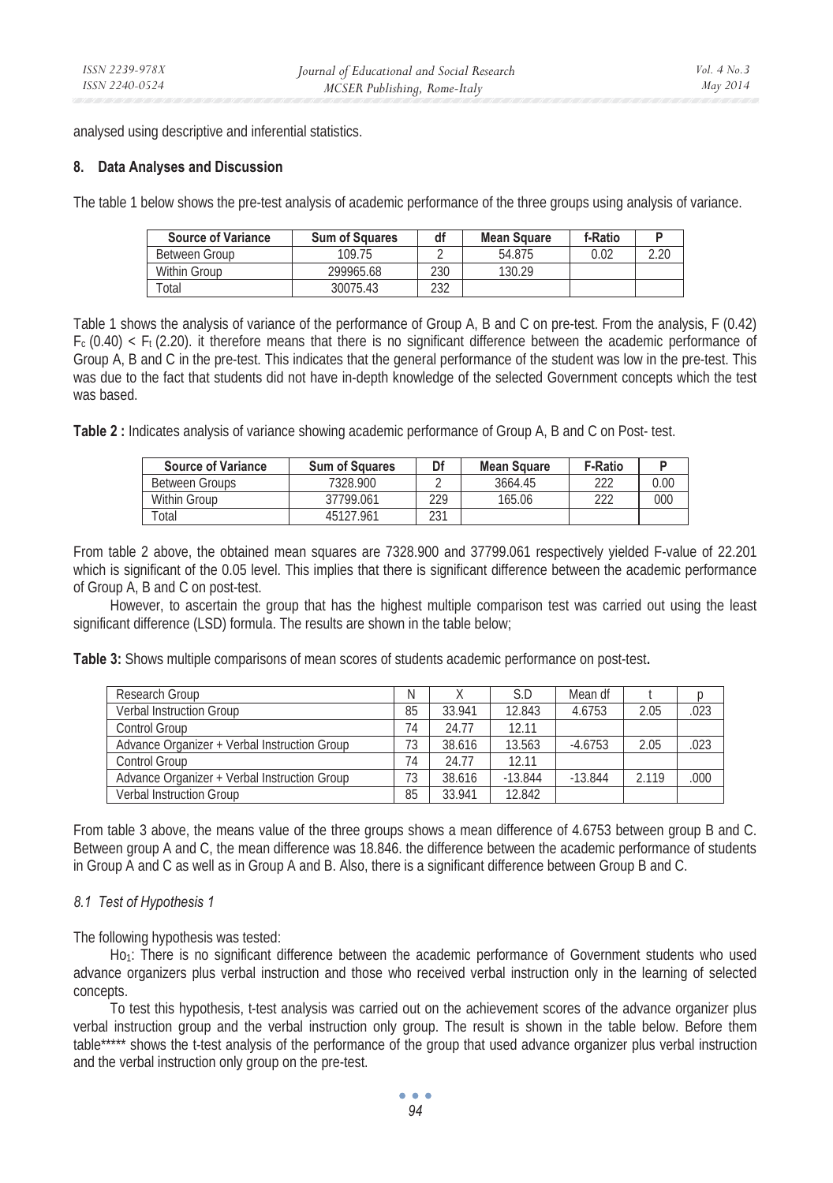analysed using descriptive and inferential statistics.

## 8. Data Analyses and Discussion

The table 1 below shows the pre-test analysis of academic performance of the three groups using analysis of variance.

| Source of Variance | Sum of Squares | df | Mean Square | f-Ratio | P |
|---|---|---|---|---|---|
| Between Group | 109.75 | 2 | 54.875 | 0.02 | 2.20 |
| Within Group | 299965.68 | 230 | 130.29 | | |
| Total | 30075.43 | 232 | | | |

Table 1 shows the analysis of variance of the performance of Group A, B and C on pre-test. From the analysis, F (0.42) $F_c$ (0.40) < $F_t$ (2.20). it therefore means that there is no significant difference between the academic performance of Group A, B and C in the pre-test. This indicates that the general performance of the student was low in the pre-test. This was due to the fact that students did not have in-depth knowledge of the selected Government concepts which the test was based.

**Table 2 :** Indicates analysis of variance showing academic performance of Group A, B and C on Post- test.

| Source of Variance | Sum of Squares | Df | Mean Square | F-Ratio | P |
|---|---|---|---|---|---|
| Between Groups | 7328.900 | 2 | 3664.45 | 222 | 0.00 |
| Within Group | 37799.061 | 229 | 165.06 | 222 | 000 |
| Total | 45127.961 | 231 | | | |

From table 2 above, the obtained mean squares are 7328.900 and 37799.061 respectively yielded F-value of 22.201 which is significant of the 0.05 level. This implies that there is significant difference between the academic performance of Group A, B and C on post-test.

However, to ascertain the group that has the highest multiple comparison test was carried out using the least significant difference (LSD) formula. The results are shown in the table below;

**Table 3:** Shows multiple comparisons of mean scores of students academic performance on post-test**.**

| Research Group | N | X | S.D | Mean df | t | p |
|---|---|---|---|---|---|---|
| Verbal Instruction Group | 85 | 33.941 | 12.843 | 4.6753 | 2.05 | .023 |
| Control Group | 74 | 24.77 | 12.11 | | | |
| Advance Organizer + Verbal Instruction Group | 73 | 38.616 | 13.563 | -4.6753 | 2.05 | .023 |
| Control Group | 74 | 24.77 | 12.11 | | | |
| Advance Organizer + Verbal Instruction Group | 73 | 38.616 | -13.844 | -13.844 | 2.119 | .000 |
| Verbal Instruction Group | 85 | 33.941 | 12.842 | | | |

From table 3 above, the means value of the three groups shows a mean difference of 4.6753 between group B and C. Between group A and C, the mean difference was 18.846. the difference between the academic performance of students in Group A and C as well as in Group A and B. Also, there is a significant difference between Group B and C.

### *8.1 Test of Hypothesis 1*

The following hypothesis was tested:

$Ho_1$: There is no significant difference between the academic performance of Government students who used advance organizers plus verbal instruction and those who received verbal instruction only in the learning of selected concepts.

To test this hypothesis, t-test analysis was carried out on the achievement scores of the advance organizer plus verbal instruction group and the verbal instruction only group. The result is shown in the table below. Before them table***** shows the t-test analysis of the performance of the group that used advance organizer plus verbal instruction and the verbal instruction only group on the pre-test.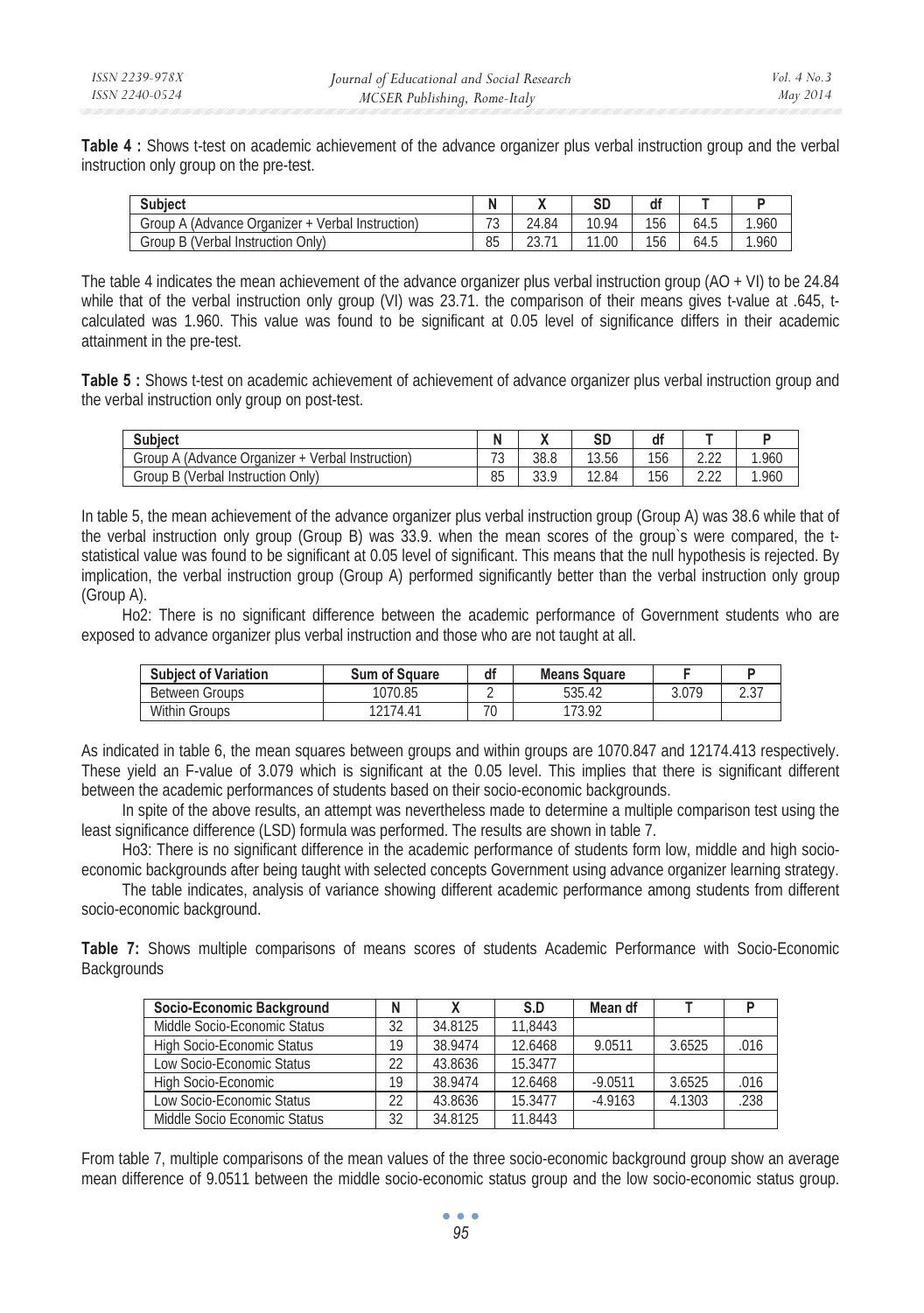**Table 4 :** Shows t-test on academic achievement of the advance organizer plus verbal instruction group and the verbal instruction only group on the pre-test.

| Subject | N | X | SD | df | T | P |
|---|---|---|---|---|---|---|
| Group A (Advance Organizer + Verbal Instruction) | 73 | 24.84 | 10.94 | 156 | 64.5 | 1.960 |
| Group B (Verbal Instruction Only) | 85 | 23.71 | 11.00 | 156 | 64.5 | 1.960 |

The table 4 indicates the mean achievement of the advance organizer plus verbal instruction group (AO + VI) to be 24.84 while that of the verbal instruction only group (VI) was 23.71. the comparison of their means gives t-value at .645, t-calculated was 1.960. This value was found to be significant at 0.05 level of significance differs in their academic attainment in the pre-test.

**Table 5 :** Shows t-test on academic achievement of achievement of advance organizer plus verbal instruction group and the verbal instruction only group on post-test.

| Subject | N | X | SD | df | T | P |
|---|---|---|---|---|---|---|
| Group A (Advance Organizer + Verbal Instruction) | 73 | 38.8 | 13.56 | 156 | 2.22 | 1.960 |
| Group B (Verbal Instruction Only) | 85 | 33.9 | 12.84 | 156 | 2.22 | 1.960 |

In table 5, the mean achievement of the advance organizer plus verbal instruction group (Group A) was 38.6 while that of the verbal instruction only group (Group B) was 33.9. when the mean scores of the group`s were compared, the t-statistical value was found to be significant at 0.05 level of significant. This means that the null hypothesis is rejected. By implication, the verbal instruction group (Group A) performed significantly better than the verbal instruction only group (Group A).

Ho2: There is no significant difference between the academic performance of Government students who are exposed to advance organizer plus verbal instruction and those who are not taught at all.

| Subject of Variation | Sum of Square | df | Means Square | F | P |
|---|---|---|---|---|---|
| Between Groups | 1070.85 | 2 | 535.42 | 3.079 | 2.37 |
| Within Groups | 12174.41 | 70 | 173.92 | | |

As indicated in table 6, the mean squares between groups and within groups are 1070.847 and 12174.413 respectively. These yield an F-value of 3.079 which is significant at the 0.05 level. This implies that there is significant different between the academic performances of students based on their socio-economic backgrounds.

In spite of the above results, an attempt was nevertheless made to determine a multiple comparison test using the least significance difference (LSD) formula was performed. The results are shown in table 7.

Ho3: There is no significant difference in the academic performance of students form low, middle and high socio-economic backgrounds after being taught with selected concepts Government using advance organizer learning strategy.

The table indicates, analysis of variance showing different academic performance among students from different socio-economic background.

**Table 7:** Shows multiple comparisons of means scores of students Academic Performance with Socio-Economic Backgrounds

| Socio-Economic Background | N | X | S.D | Mean df | T | P |
|---|---|---|---|---|---|---|
| Middle Socio-Economic Status | 32 | 34.8125 | 11,8443 | | | |
| High Socio-Economic Status | 19 | 38.9474 | 12.6468 | 9.0511 | 3.6525 | .016 |
| Low Socio-Economic Status | 22 | 43.8636 | 15.3477 | | | |
| High Socio-Economic | 19 | 38.9474 | 12.6468 | -9.0511 | 3.6525 | .016 |
| Low Socio-Economic Status | 22 | 43.8636 | 15.3477 | -4.9163 | 4.1303 | .238 |
| Middle Socio Economic Status | 32 | 34.8125 | 11.8443 | | | |

From table 7, multiple comparisons of the mean values of the three socio-economic background group show an average mean difference of 9.0511 between the middle socio-economic status group and the low socio-economic status group.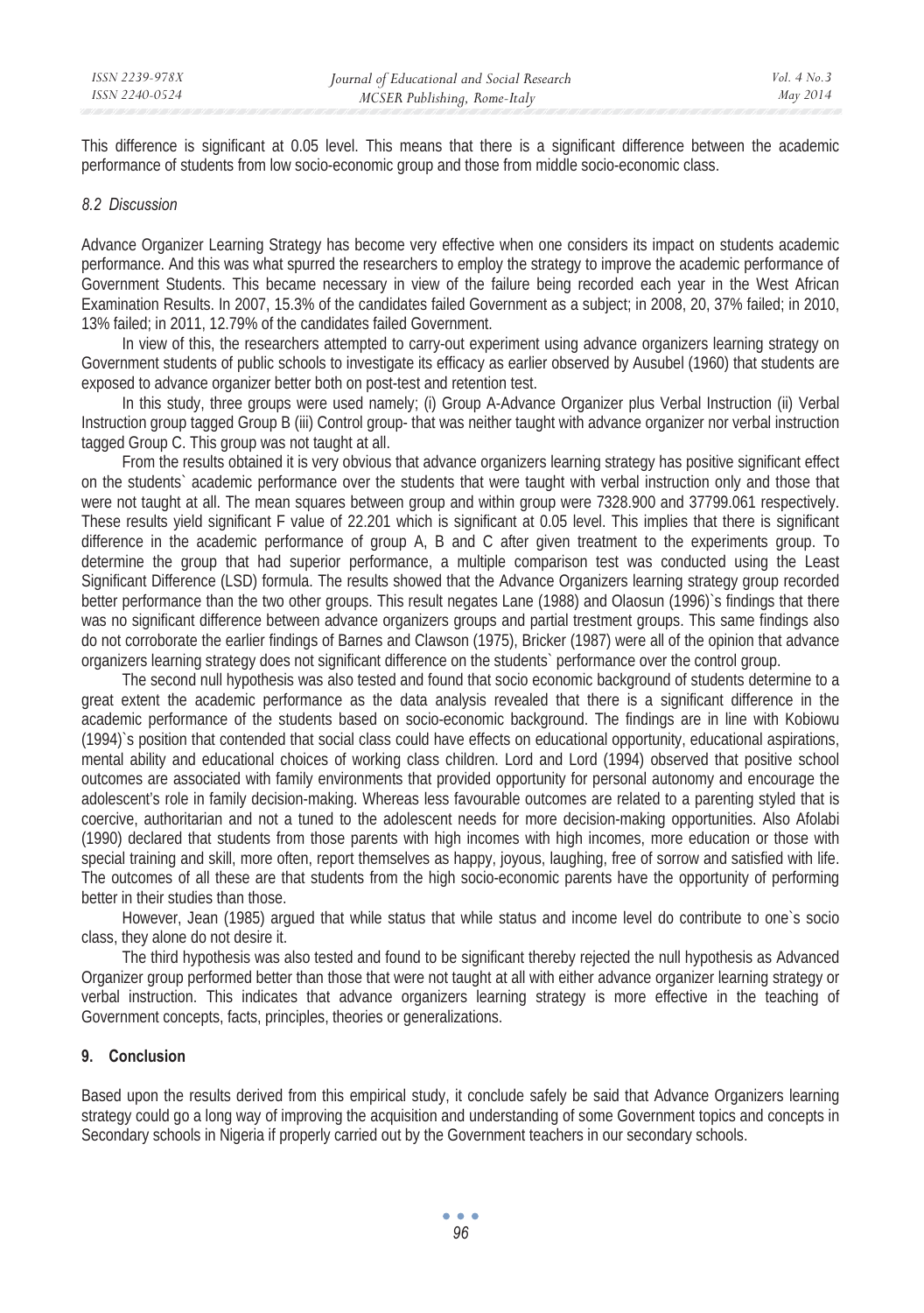This difference is significant at 0.05 level. This means that there is a significant difference between the academic performance of students from low socio-economic group and those from middle socio-economic class.

### *8.2 Discussion*

Advance Organizer Learning Strategy has become very effective when one considers its impact on students academic performance. And this was what spurred the researchers to employ the strategy to improve the academic performance of Government Students. This became necessary in view of the failure being recorded each year in the West African Examination Results. In 2007, 15.3% of the candidates failed Government as a subject; in 2008, 20, 37% failed; in 2010, 13% failed; in 2011, 12.79% of the candidates failed Government.

In view of this, the researchers attempted to carry-out experiment using advance organizers learning strategy on Government students of public schools to investigate its efficacy as earlier observed by Ausubel (1960) that students are exposed to advance organizer better both on post-test and retention test.

In this study, three groups were used namely; (i) Group A-Advance Organizer plus Verbal Instruction (ii) Verbal Instruction group tagged Group B (iii) Control group- that was neither taught with advance organizer nor verbal instruction tagged Group C. This group was not taught at all.

From the results obtained it is very obvious that advance organizers learning strategy has positive significant effect on the students` academic performance over the students that were taught with verbal instruction only and those that were not taught at all. The mean squares between group and within group were 7328.900 and 37799.061 respectively. These results yield significant F value of 22.201 which is significant at 0.05 level. This implies that there is significant difference in the academic performance of group A, B and C after given treatment to the experiments group. To determine the group that had superior performance, a multiple comparison test was conducted using the Least Significant Difference (LSD) formula. The results showed that the Advance Organizers learning strategy group recorded better performance than the two other groups. This result negates Lane (1988) and Olaosun (1996)`s findings that there was no significant difference between advance organizers groups and partial trestment groups. This same findings also do not corroborate the earlier findings of Barnes and Clawson (1975), Bricker (1987) were all of the opinion that advance organizers learning strategy does not significant difference on the students` performance over the control group.

The second null hypothesis was also tested and found that socio economic background of students determine to a great extent the academic performance as the data analysis revealed that there is a significant difference in the academic performance of the students based on socio-economic background. The findings are in line with Kobiowu (1994)`s position that contended that social class could have effects on educational opportunity, educational aspirations, mental ability and educational choices of working class children. Lord and Lord (1994) observed that positive school outcomes are associated with family environments that provided opportunity for personal autonomy and encourage the adolescent's role in family decision-making. Whereas less favourable outcomes are related to a parenting styled that is coercive, authoritarian and not a tuned to the adolescent needs for more decision-making opportunities. Also Afolabi (1990) declared that students from those parents with high incomes with high incomes, more education or those with special training and skill, more often, report themselves as happy, joyous, laughing, free of sorrow and satisfied with life. The outcomes of all these are that students from the high socio-economic parents have the opportunity of performing better in their studies than those.

However, Jean (1985) argued that while status that while status and income level do contribute to one`s socio class, they alone do not desire it.

The third hypothesis was also tested and found to be significant thereby rejected the null hypothesis as Advanced Organizer group performed better than those that were not taught at all with either advance organizer learning strategy or verbal instruction. This indicates that advance organizers learning strategy is more effective in the teaching of Government concepts, facts, principles, theories or generalizations.

## 9. Conclusion

Based upon the results derived from this empirical study, it conclude safely be said that Advance Organizers learning strategy could go a long way of improving the acquisition and understanding of some Government topics and concepts in Secondary schools in Nigeria if properly carried out by the Government teachers in our secondary schools.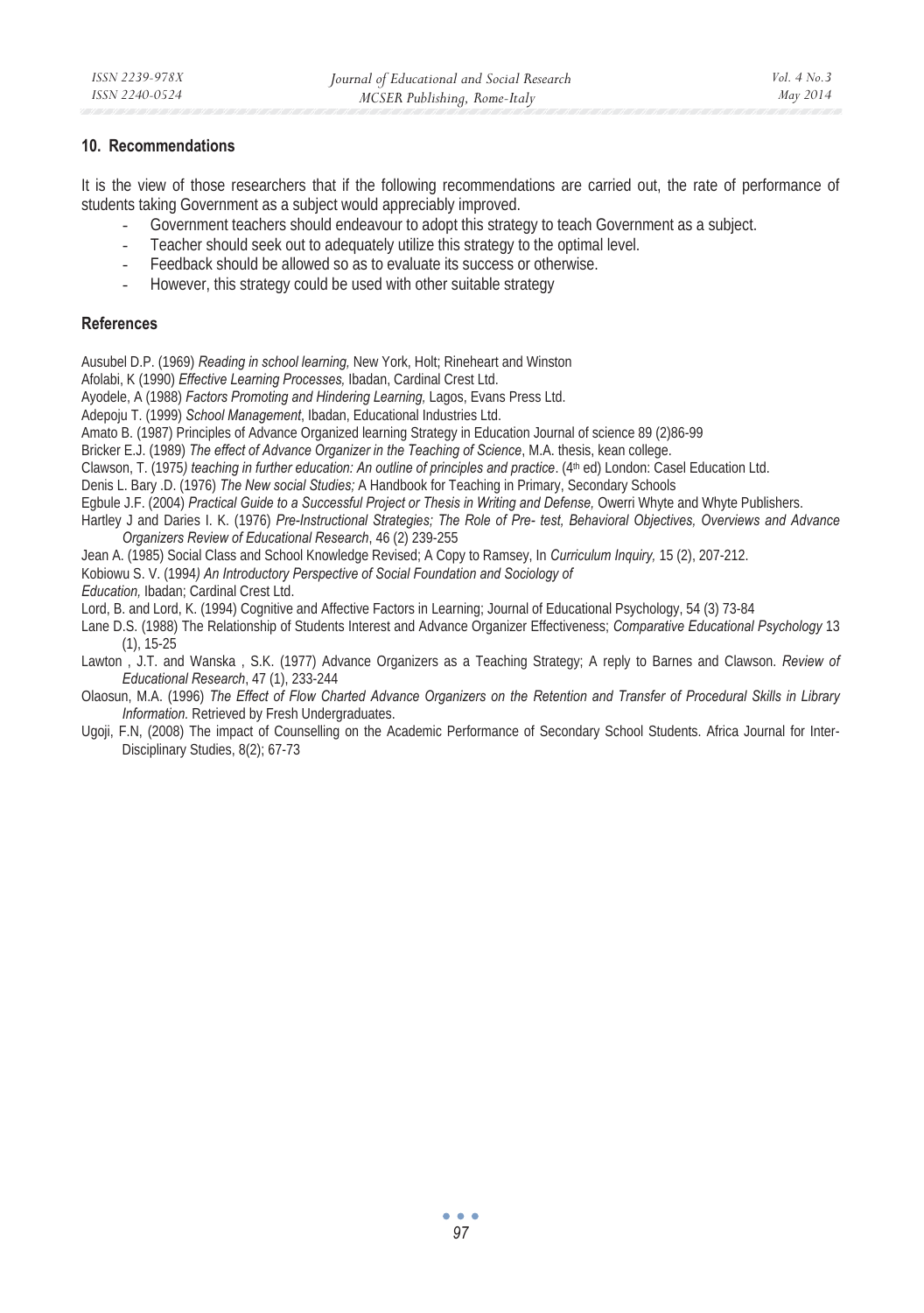## 10. Recommendations

It is the view of those researchers that if the following recommendations are carried out, the rate of performance of students taking Government as a subject would appreciably improved.

- Government teachers should endeavour to adopt this strategy to teach Government as a subject.
- Teacher should seek out to adequately utilize this strategy to the optimal level.
- Feedback should be allowed so as to evaluate its success or otherwise.
- However, this strategy could be used with other suitable strategy

## References

Ausubel D.P. (1969) *Reading in school learning,* New York, Holt; Rineheart and Winston

Afolabi, K (1990) *Effective Learning Processes,* Ibadan, Cardinal Crest Ltd.

Ayodele, A (1988) *Factors Promoting and Hindering Learning,* Lagos, Evans Press Ltd.

Adepoju T. (1999) *School Management*, Ibadan, Educational Industries Ltd.

Amato B. (1987) Principles of Advance Organized learning Strategy in Education Journal of science 89 (2)86-99

Bricker E.J. (1989) *The effect of Advance Organizer in the Teaching of Science*, M.A. thesis, kean college.

Clawson, T. (1975*) teaching in further education: An outline of principles and practice*. (4th ed) London: Casel Education Ltd.

Denis L. Bary .D. (1976) *The New social Studies;* A Handbook for Teaching in Primary, Secondary Schools

Egbule J.F. (2004) *Practical Guide to a Successful Project or Thesis in Writing and Defense,* Owerri Whyte and Whyte Publishers.

Hartley J and Daries I. K. (1976) *Pre-Instructional Strategies; The Role of Pre- test, Behavioral Objectives, Overviews and Advance Organizers Review of Educational Research*, 46 (2) 239-255

Jean A. (1985) Social Class and School Knowledge Revised; A Copy to Ramsey, In *Curriculum Inquiry,* 15 (2), 207-212.

Kobiowu S. V. (1994*) An Introductory Perspective of Social Foundation and Sociology of*
*Education,* Ibadan; Cardinal Crest Ltd.

Lord, B. and Lord, K. (1994) Cognitive and Affective Factors in Learning; Journal of Educational Psychology, 54 (3) 73-84

Lane D.S. (1988) The Relationship of Students Interest and Advance Organizer Effectiveness; *Comparative Educational Psychology* 13 (1), 15-25

Lawton , J.T. and Wanska , S.K. (1977) Advance Organizers as a Teaching Strategy; A reply to Barnes and Clawson. *Review of Educational Research*, 47 (1), 233-244

Olaosun, M.A. (1996) *The Effect of Flow Charted Advance Organizers on the Retention and Transfer of Procedural Skills in Library Information.* Retrieved by Fresh Undergraduates.

Ugoji, F.N, (2008) The impact of Counselling on the Academic Performance of Secondary School Students. Africa Journal for Inter-Disciplinary Studies, 8(2); 67-73